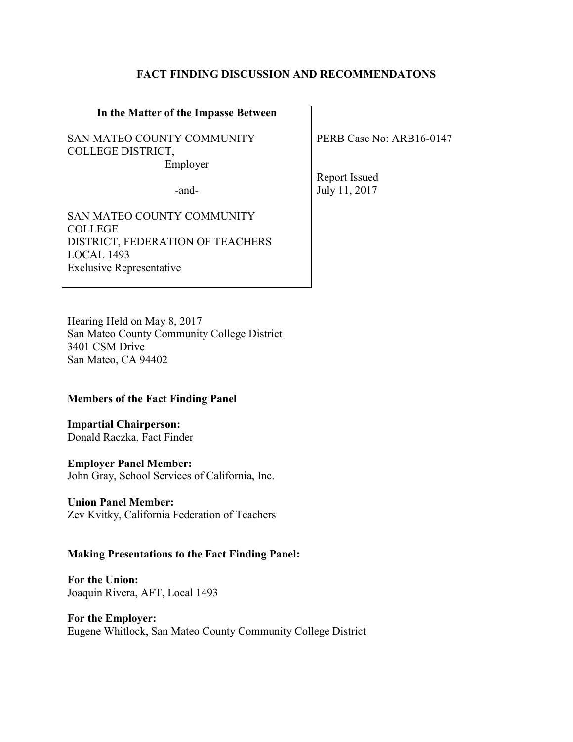# FACT FINDING DISCUSSION AND RECOMMENDATONS

| In the Matter of the Impasse Between | |
|---|---|
| SAN MATEO COUNTY COMMUNITY COLLEGE DISTRICT, Employer | PERB Case No: ARB16-0147 |
| -and- | Report Issued July 11, 2017 |
| SAN MATEO COUNTY COMMUNITY COLLEGE DISTRICT, FEDERATION OF TEACHERS LOCAL 1493 Exclusive Representative | |

Hearing Held on May 8, 2017
San Mateo County Community College District
3401 CSM Drive
San Mateo, CA 94402

**Members of the Fact Finding Panel**

**Impartial Chairperson:**
Donald Raczka, Fact Finder

**Employer Panel Member:**
John Gray, School Services of California, Inc.

**Union Panel Member:**
Zev Kvitky, California Federation of Teachers

**Making Presentations to the Fact Finding Panel:**

**For the Union:**
Joaquin Rivera, AFT, Local 1493

**For the Employer:**
Eugene Whitlock, San Mateo County Community College District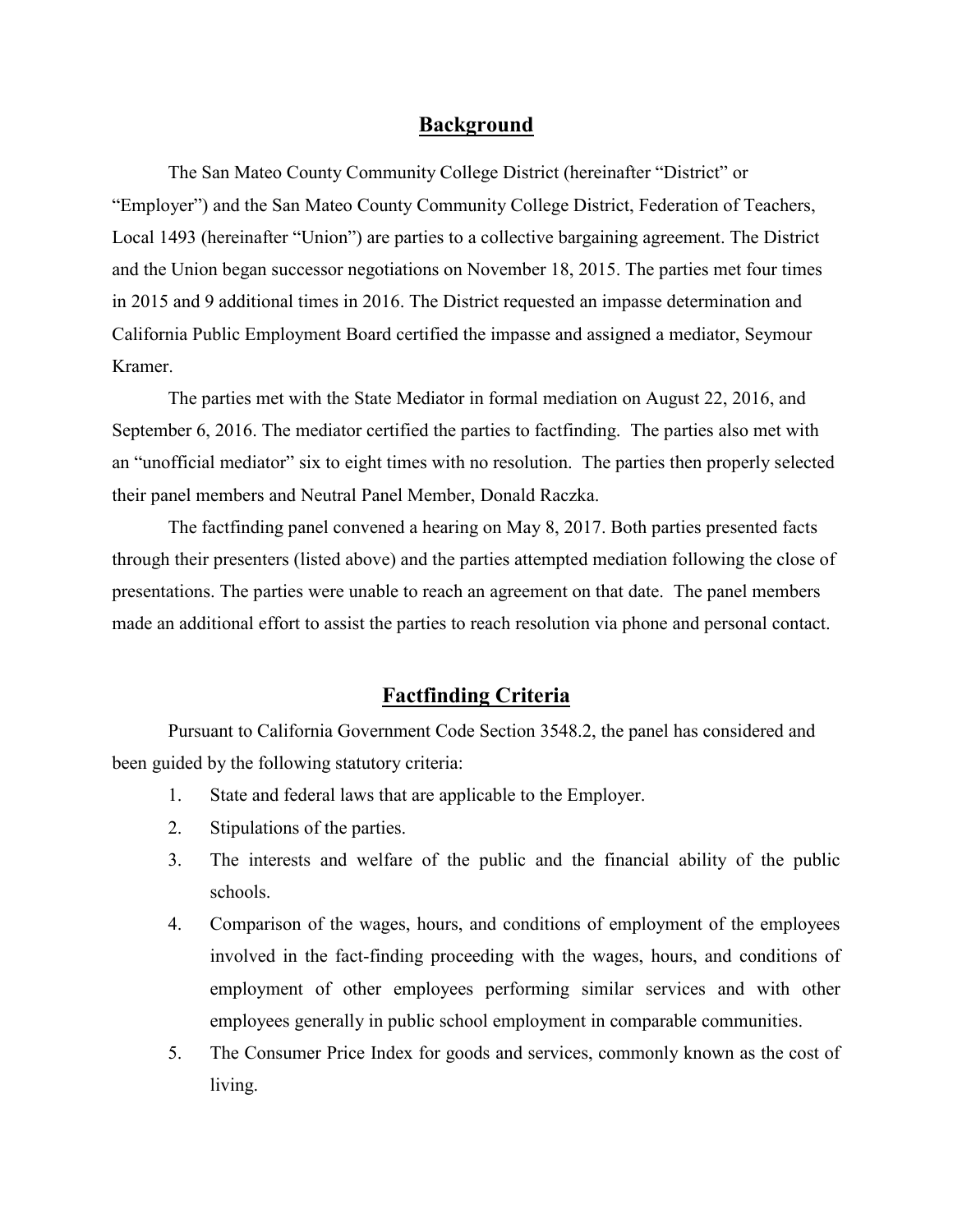## Background

The San Mateo County Community College District (hereinafter "District" or "Employer") and the San Mateo County Community College District, Federation of Teachers, Local 1493 (hereinafter "Union") are parties to a collective bargaining agreement. The District and the Union began successor negotiations on November 18, 2015. The parties met four times in 2015 and 9 additional times in 2016. The District requested an impasse determination and California Public Employment Board certified the impasse and assigned a mediator, Seymour Kramer.

The parties met with the State Mediator in formal mediation on August 22, 2016, and September 6, 2016. The mediator certified the parties to factfinding. The parties also met with an "unofficial mediator" six to eight times with no resolution. The parties then properly selected their panel members and Neutral Panel Member, Donald Raczka.

The factfinding panel convened a hearing on May 8, 2017. Both parties presented facts through their presenters (listed above) and the parties attempted mediation following the close of presentations. The parties were unable to reach an agreement on that date. The panel members made an additional effort to assist the parties to reach resolution via phone and personal contact.

## Factfinding Criteria

Pursuant to California Government Code Section 3548.2, the panel has considered and been guided by the following statutory criteria:

1. State and federal laws that are applicable to the Employer.
2. Stipulations of the parties.
3. The interests and welfare of the public and the financial ability of the public schools.
4. Comparison of the wages, hours, and conditions of employment of the employees involved in the fact-finding proceeding with the wages, hours, and conditions of employment of other employees performing similar services and with other employees generally in public school employment in comparable communities.
5. The Consumer Price Index for goods and services, commonly known as the cost of living.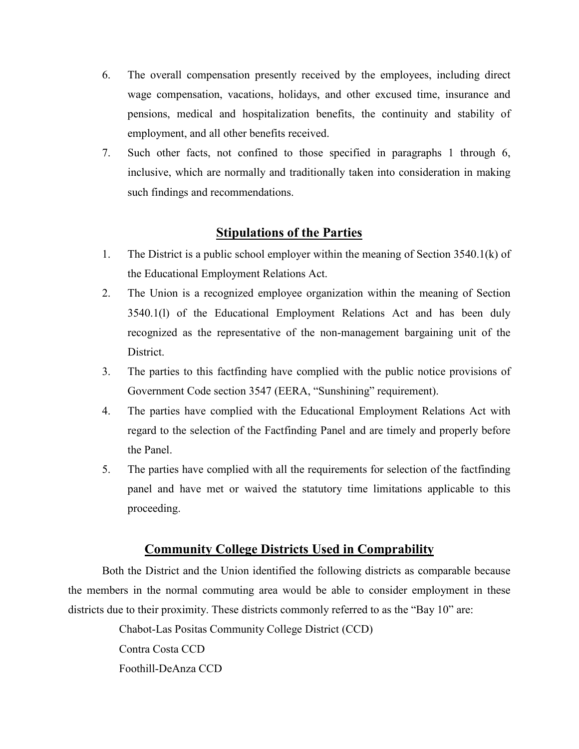6. The overall compensation presently received by the employees, including direct wage compensation, vacations, holidays, and other excused time, insurance and pensions, medical and hospitalization benefits, the continuity and stability of employment, and all other benefits received.
7. Such other facts, not confined to those specified in paragraphs 1 through 6, inclusive, which are normally and traditionally taken into consideration in making such findings and recommendations.

## Stipulations of the Parties

1. The District is a public school employer within the meaning of Section 3540.1(k) of the Educational Employment Relations Act.
2. The Union is a recognized employee organization within the meaning of Section 3540.1(l) of the Educational Employment Relations Act and has been duly recognized as the representative of the non-management bargaining unit of the District.
3. The parties to this factfinding have complied with the public notice provisions of Government Code section 3547 (EERA, "Sunshining" requirement).
4. The parties have complied with the Educational Employment Relations Act with regard to the selection of the Factfinding Panel and are timely and properly before the Panel.
5. The parties have complied with all the requirements for selection of the factfinding panel and have met or waived the statutory time limitations applicable to this proceeding.

## Community College Districts Used in Comprability

Both the District and the Union identified the following districts as comparable because the members in the normal commuting area would be able to consider employment in these districts due to their proximity. These districts commonly referred to as the "Bay 10" are:

Chabot-Las Positas Community College District (CCD)

Contra Costa CCD

Foothill-DeAnza CCD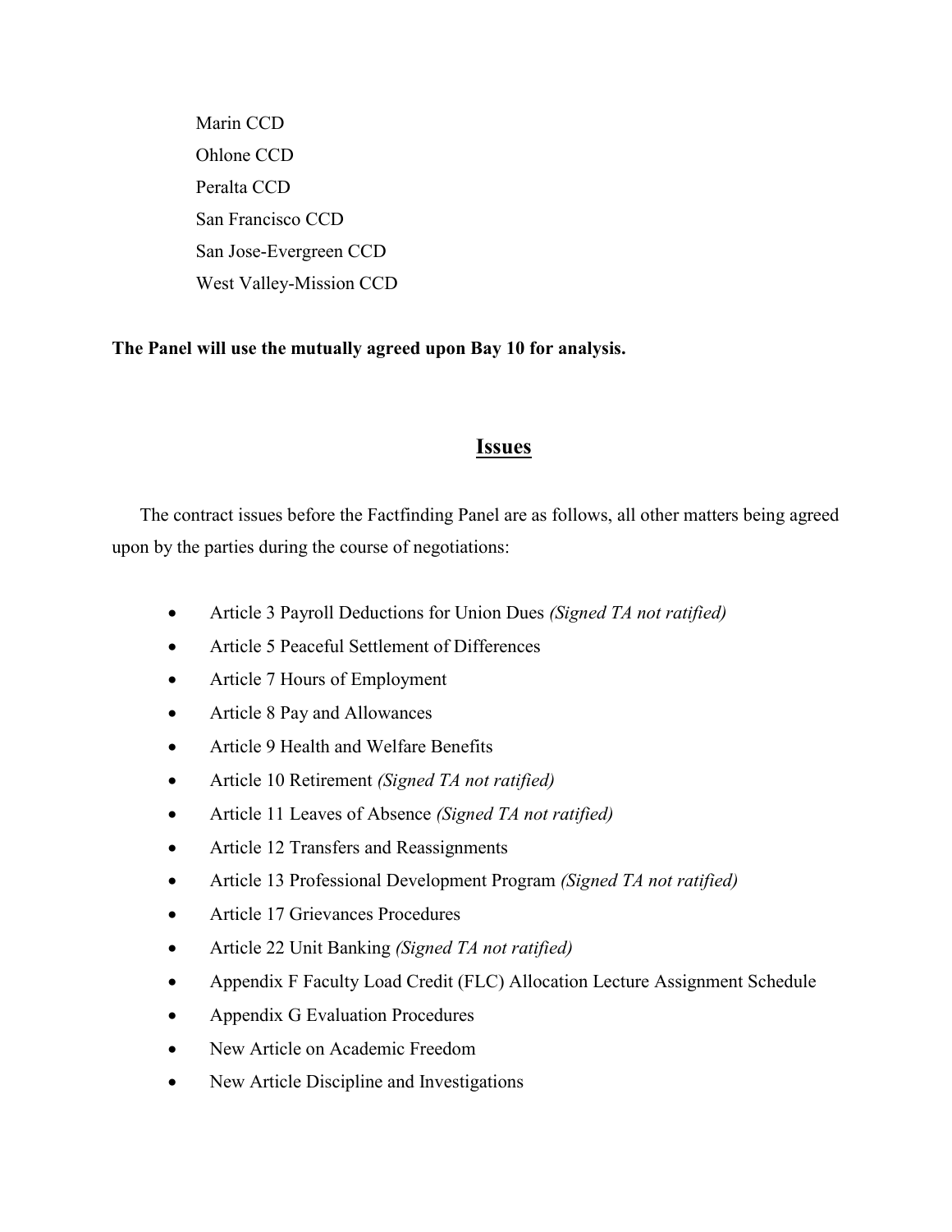Marin CCD
Ohlone CCD
Peralta CCD
San Francisco CCD
San Jose-Evergreen CCD
West Valley-Mission CCD

**The Panel will use the mutually agreed upon Bay 10 for analysis.**

## Issues

The contract issues before the Factfinding Panel are as follows, all other matters being agreed upon by the parties during the course of negotiations:

- Article 3 Payroll Deductions for Union Dues *(Signed TA not ratified)*
- Article 5 Peaceful Settlement of Differences
- Article 7 Hours of Employment
- Article 8 Pay and Allowances
- Article 9 Health and Welfare Benefits
- Article 10 Retirement *(Signed TA not ratified)*
- Article 11 Leaves of Absence *(Signed TA not ratified)*
- Article 12 Transfers and Reassignments
- Article 13 Professional Development Program *(Signed TA not ratified)*
- Article 17 Grievances Procedures
- Article 22 Unit Banking *(Signed TA not ratified)*
- Appendix F Faculty Load Credit (FLC) Allocation Lecture Assignment Schedule
- Appendix G Evaluation Procedures
- New Article on Academic Freedom
- New Article Discipline and Investigations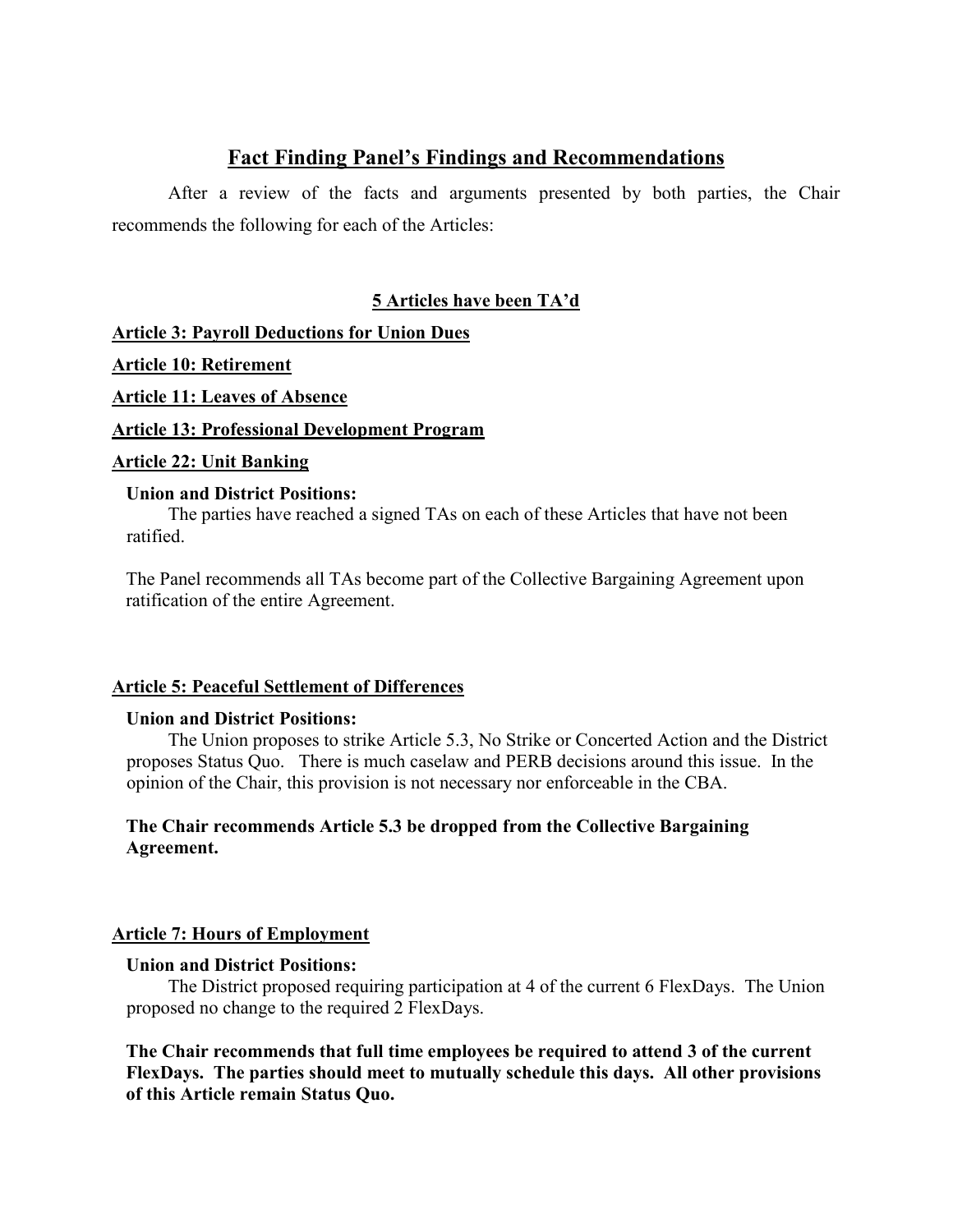## Fact Finding Panel's Findings and Recommendations

After a review of the facts and arguments presented by both parties, the Chair recommends the following for each of the Articles:

### 5 Articles have been TA'd

**Article 3: Payroll Deductions for Union Dues**

**Article 10: Retirement**

**Article 11: Leaves of Absence**

**Article 13: Professional Development Program**

**Article 22: Unit Banking**

**Union and District Positions:**

The parties have reached a signed TAs on each of these Articles that have not been ratified.

The Panel recommends all TAs become part of the Collective Bargaining Agreement upon ratification of the entire Agreement.

### Article 5: Peaceful Settlement of Differences

**Union and District Positions:**

The Union proposes to strike Article 5.3, No Strike or Concerted Action and the District proposes Status Quo. There is much caselaw and PERB decisions around this issue. In the opinion of the Chair, this provision is not necessary nor enforceable in the CBA.

**The Chair recommends Article 5.3 be dropped from the Collective Bargaining Agreement.**

### Article 7: Hours of Employment

**Union and District Positions:**

The District proposed requiring participation at 4 of the current 6 FlexDays. The Union proposed no change to the required 2 FlexDays.

**The Chair recommends that full time employees be required to attend 3 of the current FlexDays. The parties should meet to mutually schedule this days. All other provisions of this Article remain Status Quo.**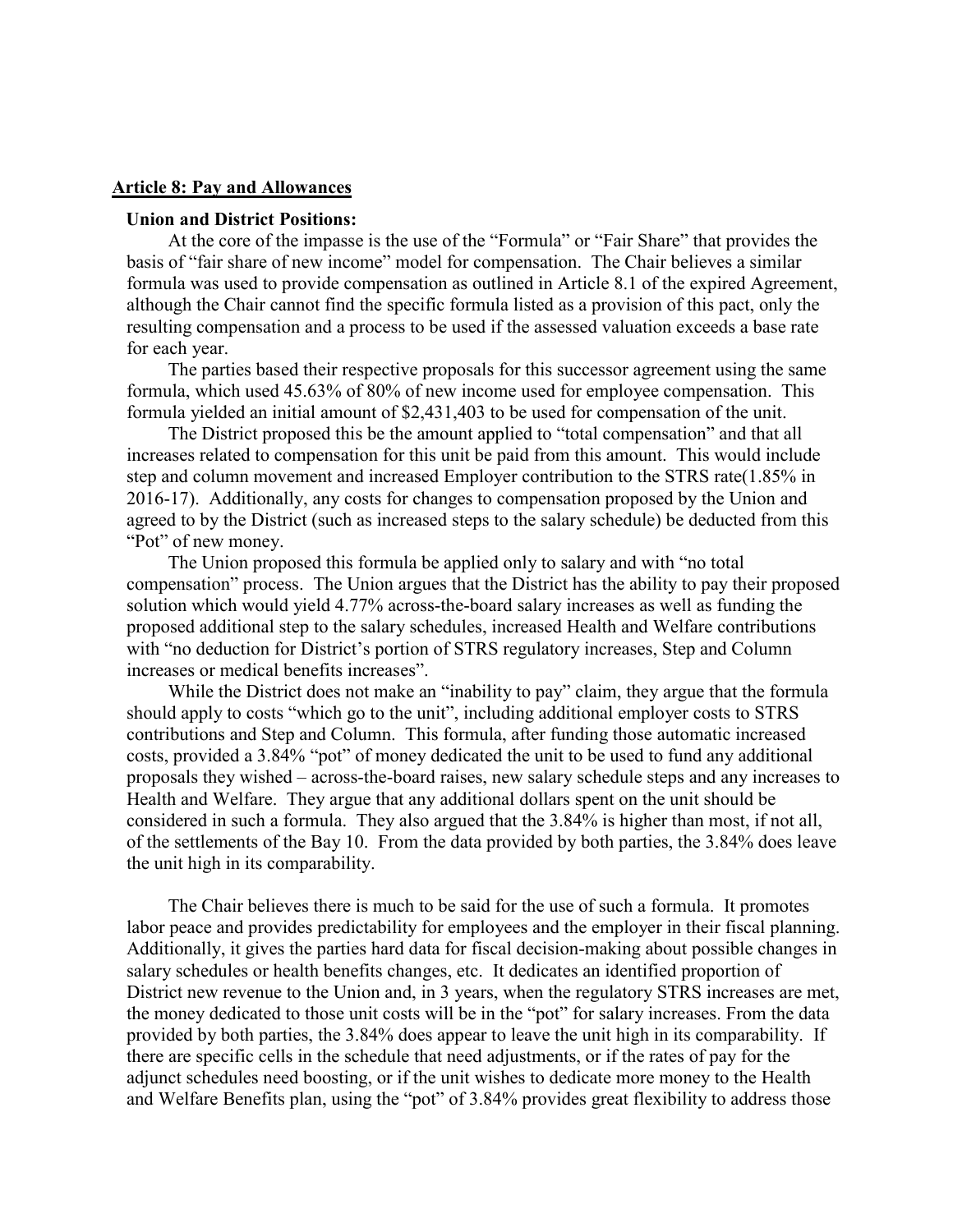## Article 8: Pay and Allowances

**Union and District Positions:**

At the core of the impasse is the use of the "Formula" or "Fair Share" that provides the basis of "fair share of new income" model for compensation. The Chair believes a similar formula was used to provide compensation as outlined in Article 8.1 of the expired Agreement, although the Chair cannot find the specific formula listed as a provision of this pact, only the resulting compensation and a process to be used if the assessed valuation exceeds a base rate for each year.

The parties based their respective proposals for this successor agreement using the same formula, which used 45.63% of 80% of new income used for employee compensation. This formula yielded an initial amount of $2,431,403 to be used for compensation of the unit.

The District proposed this be the amount applied to "total compensation" and that all increases related to compensation for this unit be paid from this amount. This would include step and column movement and increased Employer contribution to the STRS rate(1.85% in 2016-17). Additionally, any costs for changes to compensation proposed by the Union and agreed to by the District (such as increased steps to the salary schedule) be deducted from this "Pot" of new money.

The Union proposed this formula be applied only to salary and with "no total compensation" process. The Union argues that the District has the ability to pay their proposed solution which would yield 4.77% across-the-board salary increases as well as funding the proposed additional step to the salary schedules, increased Health and Welfare contributions with "no deduction for District's portion of STRS regulatory increases, Step and Column increases or medical benefits increases".

While the District does not make an "inability to pay" claim, they argue that the formula should apply to costs "which go to the unit", including additional employer costs to STRS contributions and Step and Column. This formula, after funding those automatic increased costs, provided a 3.84% "pot" of money dedicated the unit to be used to fund any additional proposals they wished – across-the-board raises, new salary schedule steps and any increases to Health and Welfare. They argue that any additional dollars spent on the unit should be considered in such a formula. They also argued that the 3.84% is higher than most, if not all, of the settlements of the Bay 10. From the data provided by both parties, the 3.84% does leave the unit high in its comparability.

The Chair believes there is much to be said for the use of such a formula. It promotes labor peace and provides predictability for employees and the employer in their fiscal planning. Additionally, it gives the parties hard data for fiscal decision-making about possible changes in salary schedules or health benefits changes, etc. It dedicates an identified proportion of District new revenue to the Union and, in 3 years, when the regulatory STRS increases are met, the money dedicated to those unit costs will be in the "pot" for salary increases. From the data provided by both parties, the 3.84% does appear to leave the unit high in its comparability. If there are specific cells in the schedule that need adjustments, or if the rates of pay for the adjunct schedules need boosting, or if the unit wishes to dedicate more money to the Health and Welfare Benefits plan, using the "pot" of 3.84% provides great flexibility to address those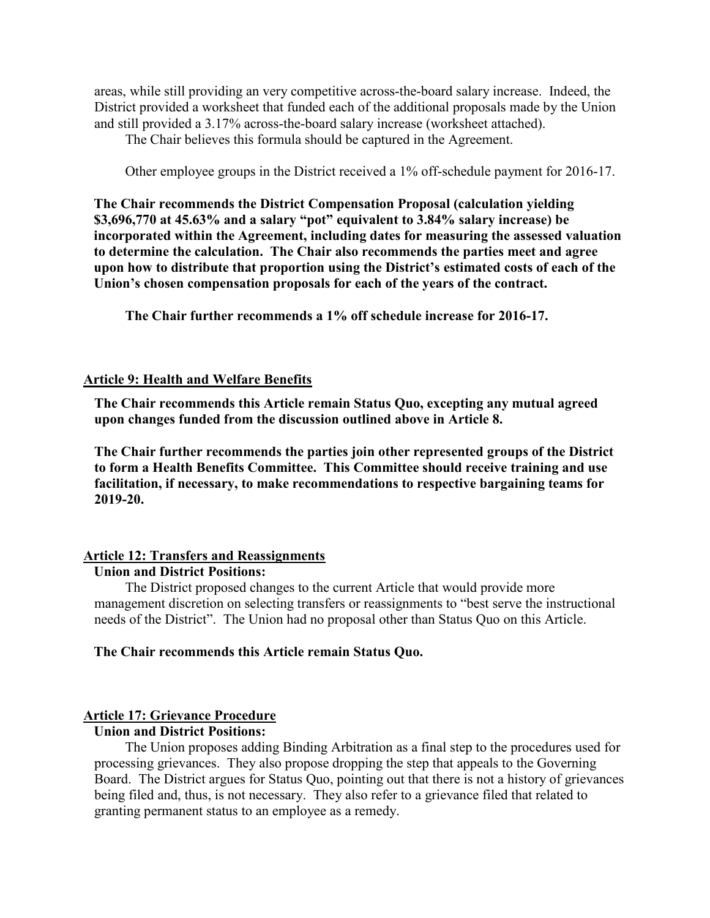areas, while still providing an very competitive across-the-board salary increase. Indeed, the District provided a worksheet that funded each of the additional proposals made by the Union and still provided a 3.17% across-the-board salary increase (worksheet attached).

The Chair believes this formula should be captured in the Agreement.

Other employee groups in the District received a 1% off-schedule payment for 2016-17.

**The Chair recommends the District Compensation Proposal (calculation yielding $3,696,770 at 45.63% and a salary "pot" equivalent to 3.84% salary increase) be incorporated within the Agreement, including dates for measuring the assessed valuation to determine the calculation. The Chair also recommends the parties meet and agree upon how to distribute that proportion using the District's estimated costs of each of the Union's chosen compensation proposals for each of the years of the contract.**

**The Chair further recommends a 1% off schedule increase for 2016-17.**

## Article 9: Health and Welfare Benefits

**The Chair recommends this Article remain Status Quo, excepting any mutual agreed upon changes funded from the discussion outlined above in Article 8.**

**The Chair further recommends the parties join other represented groups of the District to form a Health Benefits Committee. This Committee should receive training and use facilitation, if necessary, to make recommendations to respective bargaining teams for 2019-20.**

## Article 12: Transfers and Reassignments

**Union and District Positions:**

The District proposed changes to the current Article that would provide more management discretion on selecting transfers or reassignments to "best serve the instructional needs of the District". The Union had no proposal other than Status Quo on this Article.

**The Chair recommends this Article remain Status Quo.**

## Article 17: Grievance Procedure

**Union and District Positions:**

The Union proposes adding Binding Arbitration as a final step to the procedures used for processing grievances. They also propose dropping the step that appeals to the Governing Board. The District argues for Status Quo, pointing out that there is not a history of grievances being filed and, thus, is not necessary. They also refer to a grievance filed that related to granting permanent status to an employee as a remedy.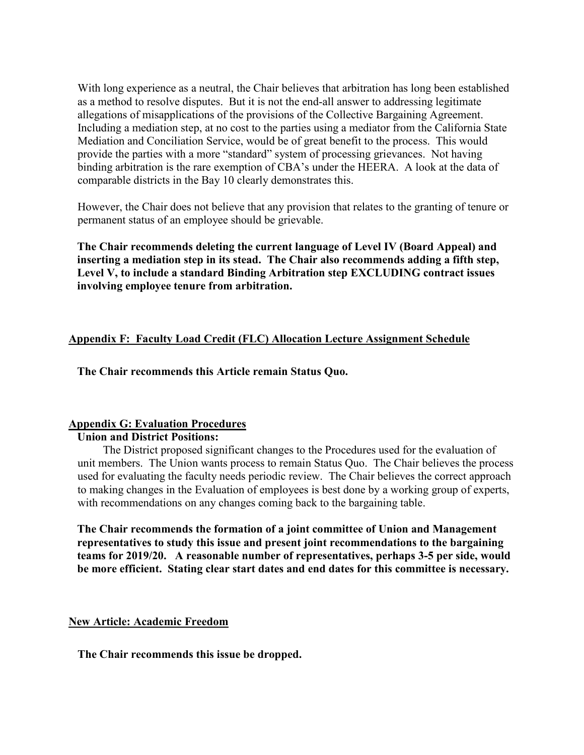With long experience as a neutral, the Chair believes that arbitration has long been established as a method to resolve disputes. But it is not the end-all answer to addressing legitimate allegations of misapplications of the provisions of the Collective Bargaining Agreement. Including a mediation step, at no cost to the parties using a mediator from the California State Mediation and Conciliation Service, would be of great benefit to the process. This would provide the parties with a more "standard" system of processing grievances. Not having binding arbitration is the rare exemption of CBA's under the HEERA. A look at the data of comparable districts in the Bay 10 clearly demonstrates this.

However, the Chair does not believe that any provision that relates to the granting of tenure or permanent status of an employee should be grievable.

**The Chair recommends deleting the current language of Level IV (Board Appeal) and inserting a mediation step in its stead. The Chair also recommends adding a fifth step, Level V, to include a standard Binding Arbitration step EXCLUDING contract issues involving employee tenure from arbitration.**

## Appendix F: Faculty Load Credit (FLC) Allocation Lecture Assignment Schedule

**The Chair recommends this Article remain Status Quo.**

## Appendix G: Evaluation Procedures

**Union and District Positions:**

The District proposed significant changes to the Procedures used for the evaluation of unit members. The Union wants process to remain Status Quo. The Chair believes the process used for evaluating the faculty needs periodic review. The Chair believes the correct approach to making changes in the Evaluation of employees is best done by a working group of experts, with recommendations on any changes coming back to the bargaining table.

**The Chair recommends the formation of a joint committee of Union and Management representatives to study this issue and present joint recommendations to the bargaining teams for 2019/20. A reasonable number of representatives, perhaps 3-5 per side, would be more efficient. Stating clear start dates and end dates for this committee is necessary.**

## New Article: Academic Freedom

**The Chair recommends this issue be dropped.**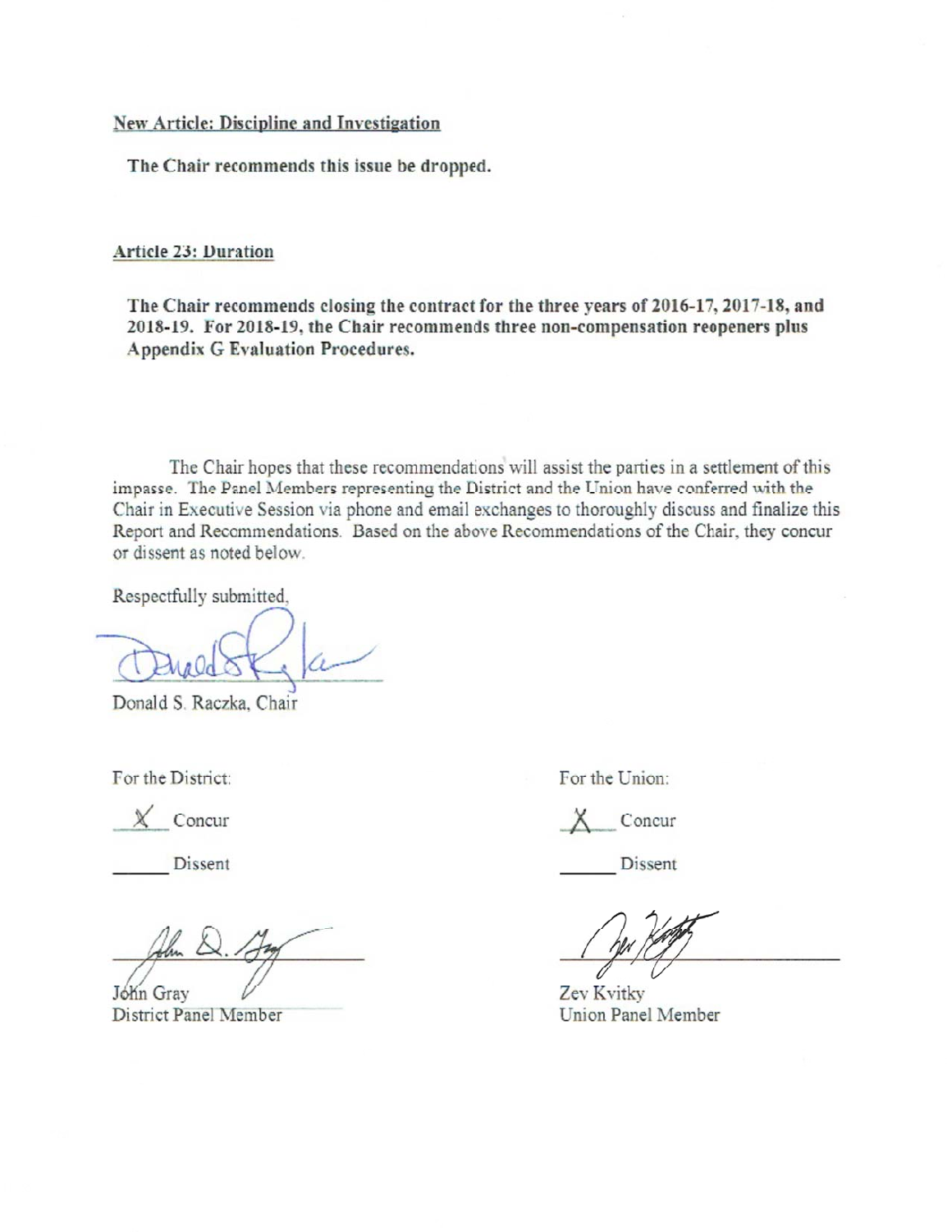**New Article: Discipline and Investigation**

**The Chair recommends this issue be dropped.**

**Article 23: Duration**

**The Chair recommends closing the contract for the three years of 2016-17, 2017-18, and 2018-19. For 2018-19, the Chair recommends three non-compensation reopeners plus Appendix G Evaluation Procedures.**

The Chair hopes that these recommendations will assist the parties in a settlement of this impasse. The Panel Members representing the District and the Union have conferred with the Chair in Executive Session via phone and email exchanges to thoroughly discuss and finalize this Report and Recommendations. Based on the above Recommendations of the Chair, they concur or dissent as noted below.

Respectfully submitted,

Donald S. Raczka, Chair

For the District:

X Concur

\_\_\_\_\_\_ Dissent

John Gray
District Panel Member

For the Union:

X Concur

\_\_\_\_\_\_ Dissent

Zev Kvitky
Union Panel Member